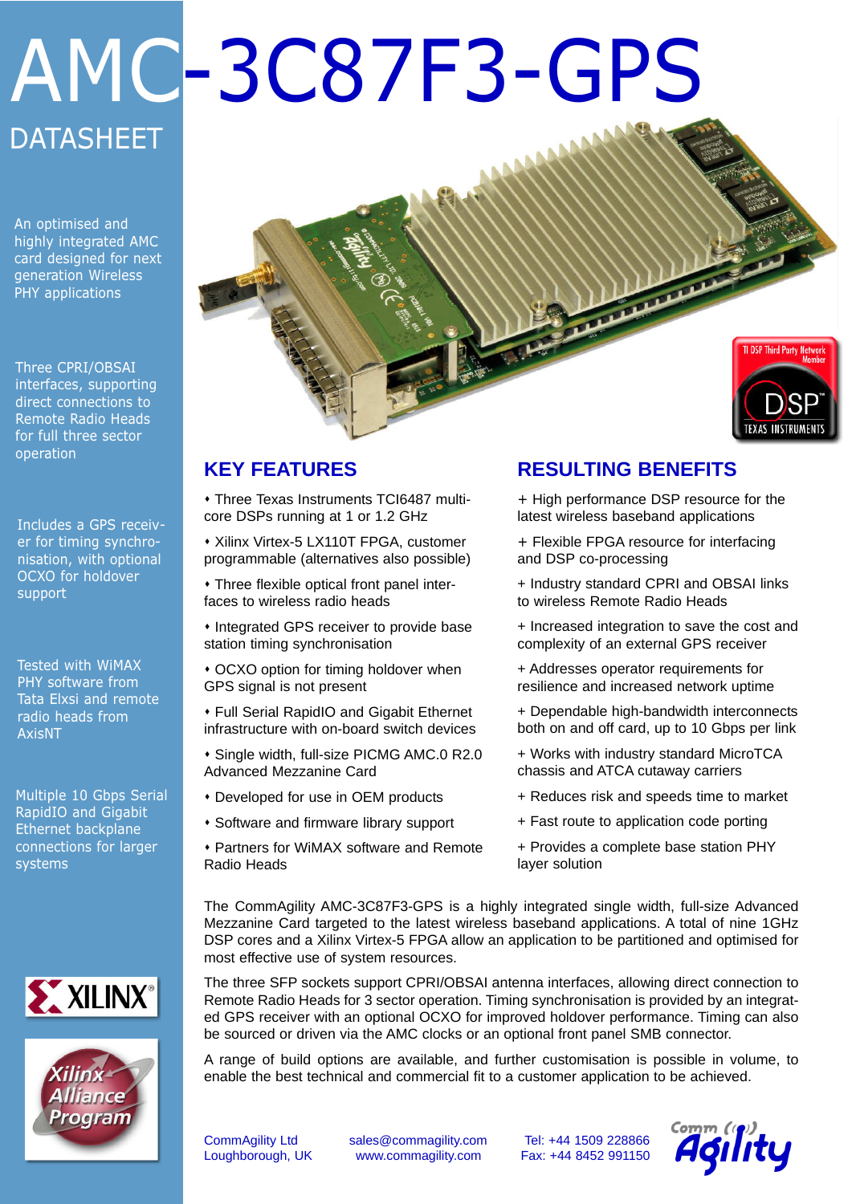# AMC-3C87F3-GPS

## DATASHEET

An optimised and highly integrated AMC card designed for next generation Wireless PHY applications

Three CPRI/OBSAI interfaces, supporting direct connections to Remote Radio Heads for full three sector operation

Includes a GPS receiver for timing synchronisation, with optional OCXO for holdover support

Tested with WiMAX PHY software from Tata Elxsi and remote radio heads from AxisNT

Multiple 10 Gbps Serial RapidIO and Gigabit Ethernet backplane connections for larger systems

TI DSP Third Party Network Member — DSP TEXAS INSTRUMENTS

## KEY FEATURES

- Three Texas Instruments TCI6487 multi-core DSPs running at 1 or 1.2 GHz
- Xilinx Virtex-5 LX110T FPGA, customer programmable (alternatives also possible)
- Three flexible optical front panel interfaces to wireless radio heads
- Integrated GPS receiver to provide base station timing synchronisation
- OCXO option for timing holdover when GPS signal is not present
- Full Serial RapidIO and Gigabit Ethernet infrastructure with on-board switch devices
- Single width, full-size PICMG AMC.0 R2.0 Advanced Mezzanine Card
- Developed for use in OEM products
- Software and firmware library support
- Partners for WiMAX software and Remote Radio Heads

## RESULTING BENEFITS

+ High performance DSP resource for the latest wireless baseband applications

+ Flexible FPGA resource for interfacing and DSP co-processing

+ Industry standard CPRI and OBSAI links to wireless Remote Radio Heads

+ Increased integration to save the cost and complexity of an external GPS receiver

+ Addresses operator requirements for resilience and increased network uptime

+ Dependable high-bandwidth interconnects both on and off card, up to 10 Gbps per link

+ Works with industry standard MicroTCA chassis and ATCA cutaway carriers

+ Reduces risk and speeds time to market

+ Fast route to application code porting

+ Provides a complete base station PHY layer solution

The CommAgility AMC-3C87F3-GPS is a highly integrated single width, full-size Advanced Mezzanine Card targeted to the latest wireless baseband applications. A total of nine 1GHz DSP cores and a Xilinx Virtex-5 FPGA allow an application to be partitioned and optimised for most effective use of system resources.

The three SFP sockets support CPRI/OBSAI antenna interfaces, allowing direct connection to Remote Radio Heads for 3 sector operation. Timing synchronisation is provided by an integrated GPS receiver with an optional OCXO for improved holdover performance. Timing can also be sourced or driven via the AMC clocks or an optional front panel SMB connector.

A range of build options are available, and further customisation is possible in volume, to enable the best technical and commercial fit to a customer application to be achieved.

XILINX — Xilinx Alliance Program

CommAgility Ltd
Loughborough, UK

sales@commagility.com
www.commagility.com

Tel: +44 1509 228866
Fax: +44 8452 991150

CommAgility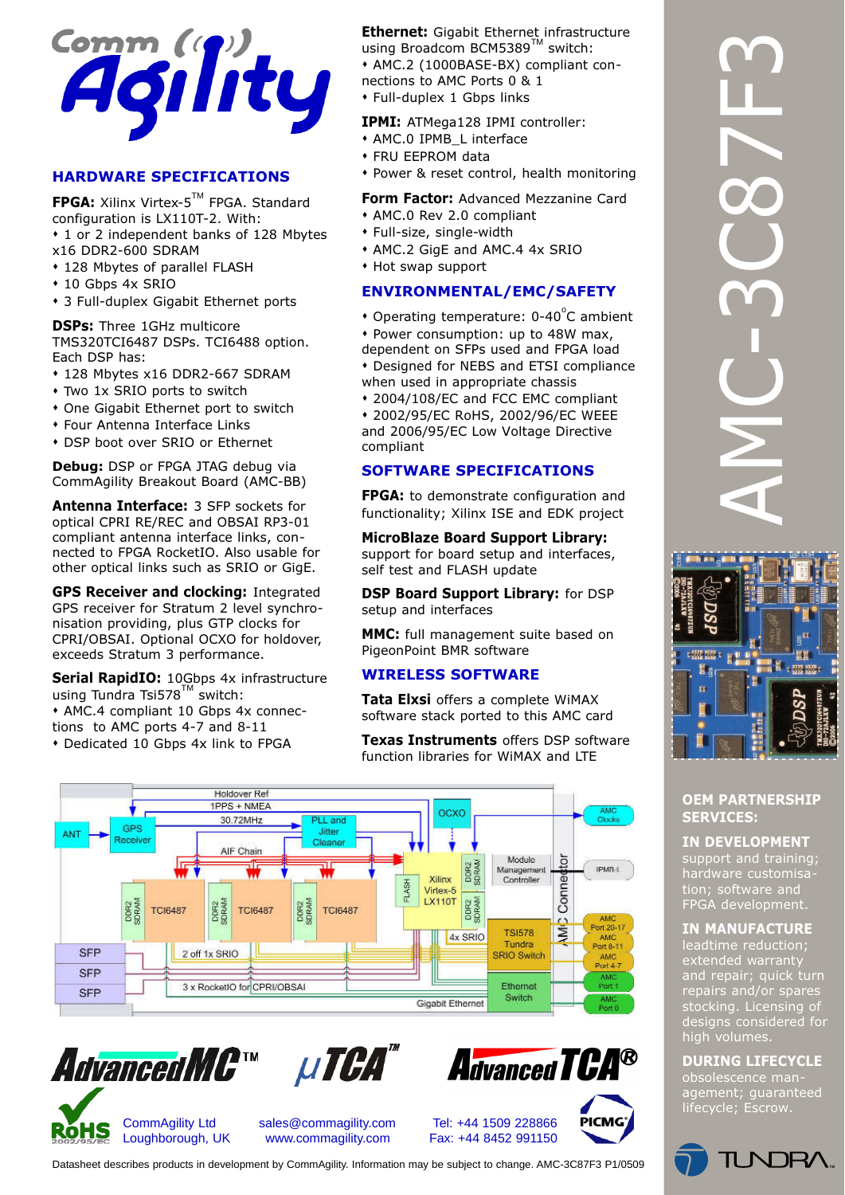# CommAgility

## HARDWARE SPECIFICATIONS

**FPGA:** Xilinx Virtex-5™ FPGA. Standard configuration is LX110T-2. With:

- 1 or 2 independent banks of 128 Mbytes x16 DDR2-600 SDRAM
- 128 Mbytes of parallel FLASH
- 10 Gbps 4x SRIO
- 3 Full-duplex Gigabit Ethernet ports

**DSPs:** Three 1GHz multicore TMS320TCI6487 DSPs. TCI6488 option. Each DSP has:

- 128 Mbytes x16 DDR2-667 SDRAM
- Two 1x SRIO ports to switch
- One Gigabit Ethernet port to switch
- Four Antenna Interface Links
- DSP boot over SRIO or Ethernet

**Debug:** DSP or FPGA JTAG debug via CommAgility Breakout Board (AMC-BB)

**Antenna Interface:** 3 SFP sockets for optical CPRI RE/REC and OBSAI RP3-01 compliant antenna interface links, connected to FPGA RocketIO. Also usable for other optical links such as SRIO or GigE.

**GPS Receiver and clocking:** Integrated GPS receiver for Stratum 2 level synchronisation providing, plus GTP clocks for CPRI/OBSAI. Optional OCXO for holdover, exceeds Stratum 3 performance.

**Serial RapidIO:** 10Gbps 4x infrastructure using Tundra Tsi578™ switch:

- AMC.4 compliant 10 Gbps 4x connections to AMC ports 4-7 and 8-11
- Dedicated 10 Gbps 4x link to FPGA

**Ethernet:** Gigabit Ethernet infrastructure using Broadcom BCM5389™ switch:

- AMC.2 (1000BASE-BX) compliant connections to AMC Ports 0 & 1
- Full-duplex 1 Gbps links

**IPMI:** ATMega128 IPMI controller:

- AMC.0 IPMB_L interface
- FRU EEPROM data
- Power & reset control, health monitoring

**Form Factor:** Advanced Mezzanine Card

- AMC.0 Rev 2.0 compliant
- Full-size, single-width
- AMC.2 GigE and AMC.4 4x SRIO
- Hot swap support

## ENVIRONMENTAL/EMC/SAFETY

- Operating temperature: 0-40°C ambient
- Power consumption: up to 48W max, dependent on SFPs used and FPGA load
- Designed for NEBS and ETSI compliance when used in appropriate chassis
- 2004/108/EC and FCC EMC compliant
- 2002/95/EC RoHS, 2002/96/EC WEEE and 2006/95/EC Low Voltage Directive compliant

## SOFTWARE SPECIFICATIONS

**FPGA:** to demonstrate configuration and functionality; Xilinx ISE and EDK project

**MicroBlaze Board Support Library:** support for board setup and interfaces, self test and FLASH update

**DSP Board Support Library:** for DSP setup and interfaces

**MMC:** full management suite based on PigeonPoint BMR software

## WIRELESS SOFTWARE

**Tata Elxsi** offers a complete WiMAX software stack ported to this AMC card

**Texas Instruments** offers DSP software function libraries for WiMAX and LTE

# AMC-3C87F3

Holdover Ref
1PPS + NMEA
30.72MHz
ANT
GPS Receiver
PLL and Jitter Cleaner
OCXO
AMC Clocks
AIF Chain
Xilinx Virtex-5 LX110T
FLASH
DDR2 SDRAM
Module Management Controller
IPMI-L
DDR2 SDRAM
TCI6487
DDR2 SDRAM
TCI6487
DDR2 SDRAM
TCI6487
4x SRIO
TSI578 Tundra SRIO Switch
AMC Connector
AMC Port 20-17
AMC Port 8-11
AMC Port 4-7
SFP
SFP
SFP
2 off 1x SRIO
3 x RocketIO for CPRI/OBSAI
Ethernet Switch
AMC Port 1
AMC Port 0
Gigabit Ethernet

## OEM PARTNERSHIP SERVICES:

**IN DEVELOPMENT**
support and training; hardware customisation; software and FPGA development.

**IN MANUFACTURE**
leadtime reduction; extended warranty and repair; quick turn repairs and/or spares stocking. Licensing of designs considered for high volumes.

**DURING LIFECYCLE**
obsolescence management; guaranteed lifecycle; Escrow.

AdvancedMC™ μTCA™ AdvancedTCA® PICMG RoHS 2002/95/EC TUNDRA

CommAgility Ltd
Loughborough, UK

sales@commagility.com
www.commagility.com

Tel: +44 1509 228866
Fax: +44 8452 991150

Datasheet describes products in development by CommAgility. Information may be subject to change. AMC-3C87F3 P1/0509